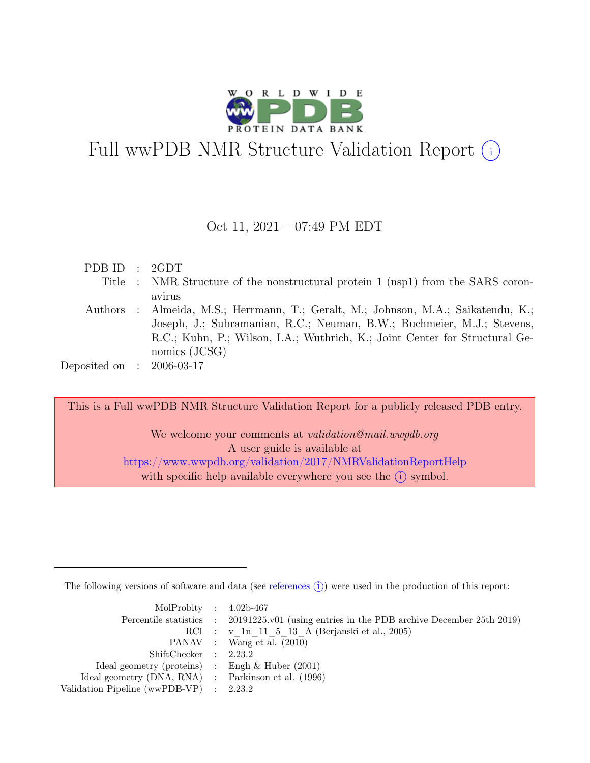# Full wwPDB NMR Structure Validation Report (i)

Oct 11, 2021 – 07:49 PM EDT

| | | |
|---|---|---|
| PDB ID | : | 2GDT |
| Title | : | NMR Structure of the nonstructural protein 1 (nsp1) from the SARS coronavirus |
| Authors | : | Almeida, M.S.; Herrmann, T.; Geralt, M.; Johnson, M.A.; Saikatendu, K.; Joseph, J.; Subramanian, R.C.; Neuman, B.W.; Buchmeier, M.J.; Stevens, R.C.; Kuhn, P.; Wilson, I.A.; Wuthrich, K.; Joint Center for Structural Genomics (JCSG) |
| Deposited on | : | 2006-03-17 |

This is a Full wwPDB NMR Structure Validation Report for a publicly released PDB entry.

We welcome your comments at *validation@mail.wwpdb.org*
A user guide is available at
https://www.wwpdb.org/validation/2017/NMRValidationReportHelp
with specific help available everywhere you see the (i) symbol.

The following versions of software and data (see references (i)) were used in the production of this report:

| | | |
|---|---|---|
| MolProbity | : | 4.02b-467 |
| Percentile statistics | : | 20191225.v01 (using entries in the PDB archive December 25th 2019) |
| RCI | : | v_1n_11_5_13_A (Berjanski et al., 2005) |
| PANAV | : | Wang et al. (2010) |
| ShiftChecker | : | 2.23.2 |
| Ideal geometry (proteins) | : | Engh & Huber (2001) |
| Ideal geometry (DNA, RNA) | : | Parkinson et al. (1996) |
| Validation Pipeline (wwPDB-VP) | : | 2.23.2 |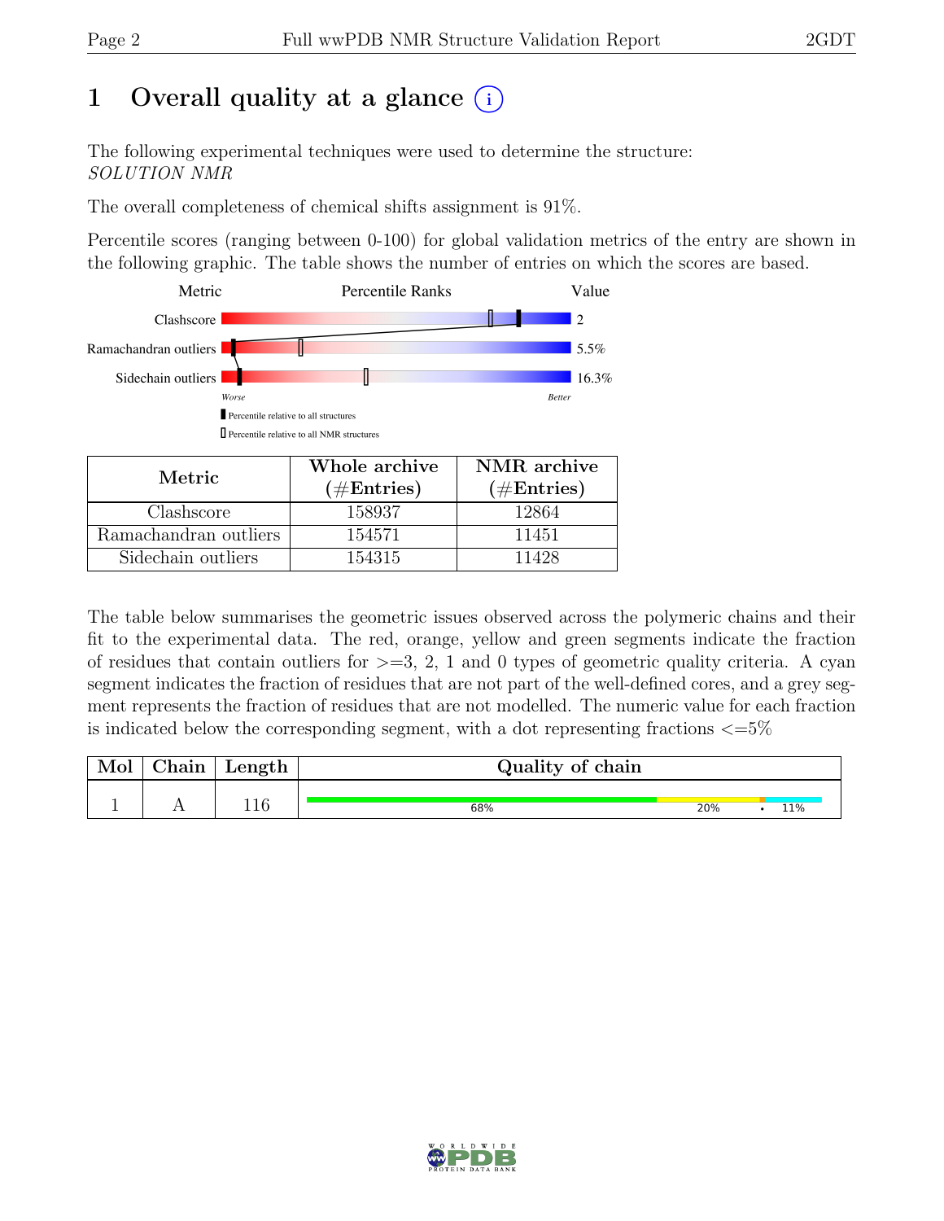# 1 Overall quality at a glance (i)

The following experimental techniques were used to determine the structure:
*SOLUTION NMR*

The overall completeness of chemical shifts assignment is 91%.

Percentile scores (ranging between 0-100) for global validation metrics of the entry are shown in the following graphic. The table shows the number of entries on which the scores are based.

| Metric | Percentile Ranks | Value |
|---|---|---|
| Clashscore | | 2 |
| Ramachandran outliers | | 5.5% |
| Sidechain outliers | | 16.3% |

Worse — Better

▮ Percentile relative to all structures

▯ Percentile relative to all NMR structures

| Metric | Whole archive (#Entries) | NMR archive (#Entries) |
|---|---|---|
| Clashscore | 158937 | 12864 |
| Ramachandran outliers | 154571 | 11451 |
| Sidechain outliers | 154315 | 11428 |

The table below summarises the geometric issues observed across the polymeric chains and their fit to the experimental data. The red, orange, yellow and green segments indicate the fraction of residues that contain outliers for >=3, 2, 1 and 0 types of geometric quality criteria. A cyan segment indicates the fraction of residues that are not part of the well-defined cores, and a grey segment represents the fraction of residues that are not modelled. The numeric value for each fraction is indicated below the corresponding segment, with a dot representing fractions <=5%

| Mol | Chain | Length | Quality of chain |
|---|---|---|---|
| 1 | A | 116 | 68% 20% • 11% |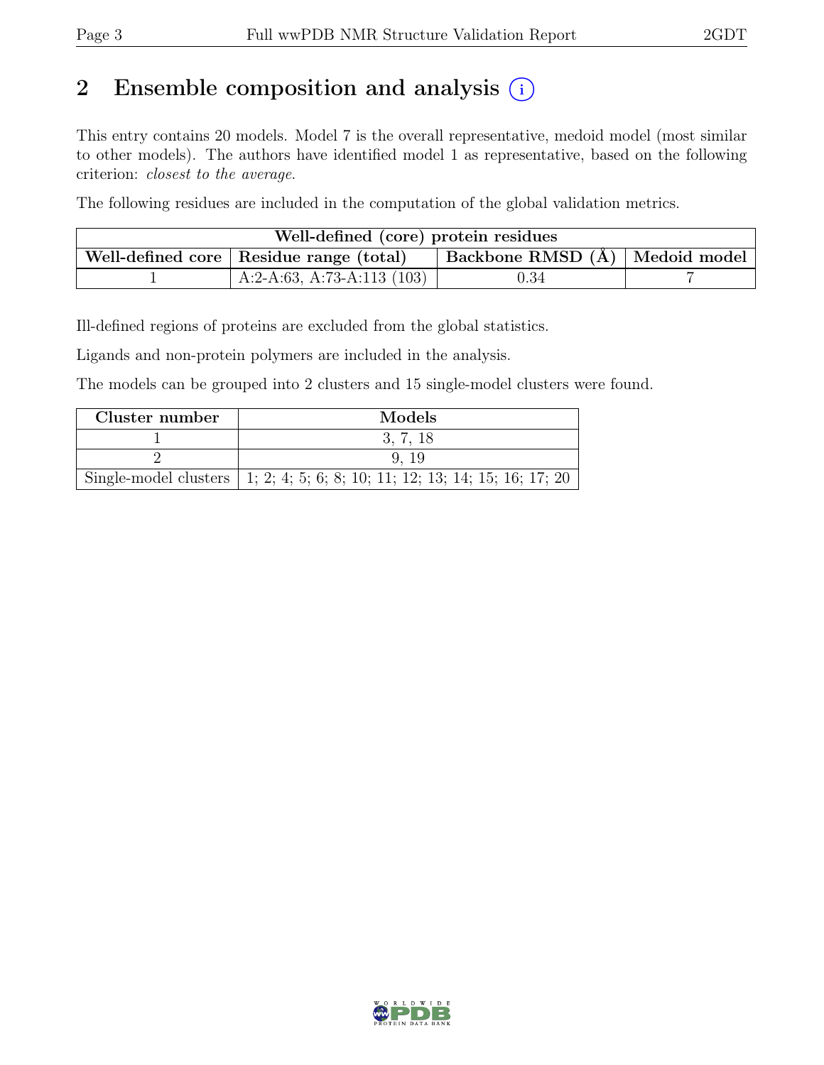## 2 Ensemble composition and analysis (i)

This entry contains 20 models. Model 7 is the overall representative, medoid model (most similar to other models). The authors have identified model 1 as representative, based on the following criterion: *closest to the average*.

The following residues are included in the computation of the global validation metrics.

| Well-defined (core) protein residues | | | |
|---|---|---|---|
| Well-defined core | Residue range (total) | Backbone RMSD (Å) | Medoid model |
| 1 | A:2-A:63, A:73-A:113 (103) | 0.34 | 7 |

Ill-defined regions of proteins are excluded from the global statistics.

Ligands and non-protein polymers are included in the analysis.

The models can be grouped into 2 clusters and 15 single-model clusters were found.

| Cluster number | Models |
|---|---|
| 1 | 3, 7, 18 |
| 2 | 9, 19 |
| Single-model clusters | 1; 2; 4; 5; 6; 8; 10; 11; 12; 13; 14; 15; 16; 17; 20 |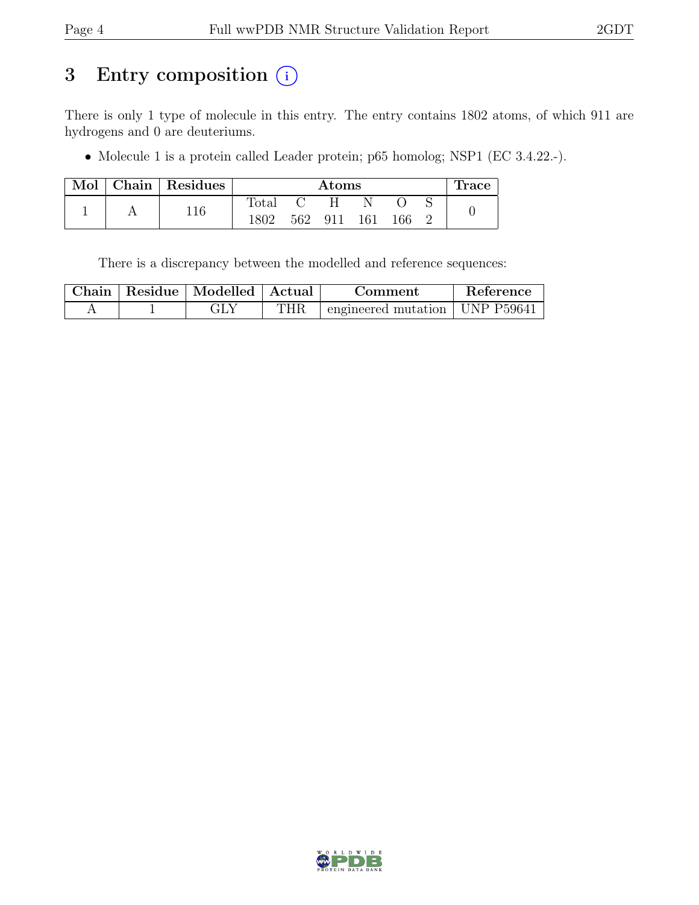# 3 Entry composition (i)

There is only 1 type of molecule in this entry. The entry contains 1802 atoms, of which 911 are hydrogens and 0 are deuteriums.

- Molecule 1 is a protein called Leader protein; p65 homolog; NSP1 (EC 3.4.22.-).

| Mol | Chain | Residues | Atoms | | | | | | Trace |
|---|---|---|---|---|---|---|---|---|---|
| | | | Total | C | H | N | O | S | |
| 1 | A | 116 | 1802 | 562 | 911 | 161 | 166 | 2 | 0 |

There is a discrepancy between the modelled and reference sequences:

| Chain | Residue | Modelled | Actual | Comment | Reference |
|---|---|---|---|---|---|
| A | 1 | GLY | THR | engineered mutation | UNP P59641 |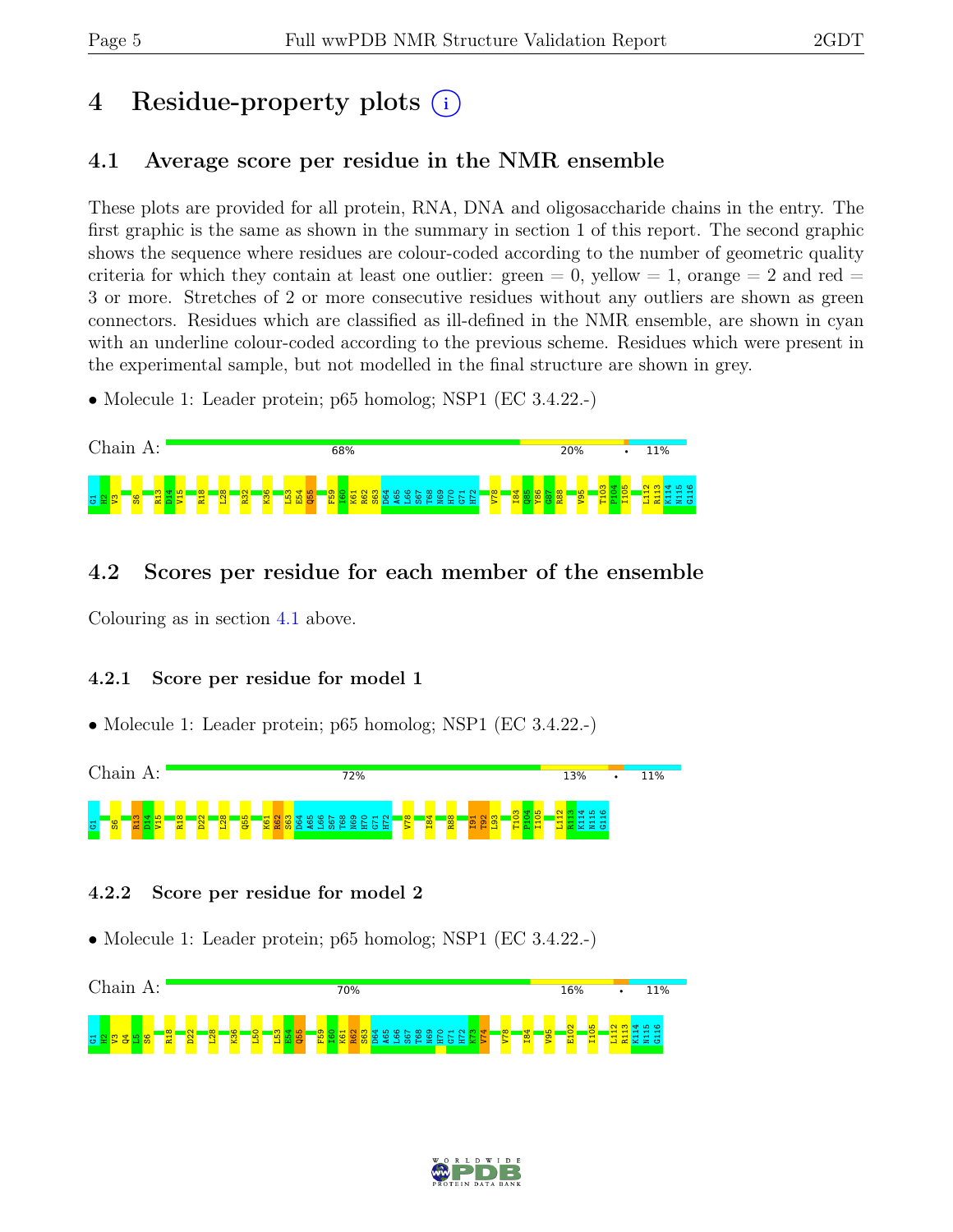# 4 Residue-property plots

## 4.1 Average score per residue in the NMR ensemble

These plots are provided for all protein, RNA, DNA and oligosaccharide chains in the entry. The first graphic is the same as shown in the summary in section 1 of this report. The second graphic shows the sequence where residues are colour-coded according to the number of geometric quality criteria for which they contain at least one outlier: green = 0, yellow = 1, orange = 2 and red = 3 or more. Stretches of 2 or more consecutive residues without any outliers are shown as green connectors. Residues which are classified as ill-defined in the NMR ensemble, are shown in cyan with an underline colour-coded according to the previous scheme. Residues which were present in the experimental sample, but not modelled in the final structure are shown in grey.

- Molecule 1: Leader protein; p65 homolog; NSP1 (EC 3.4.22.-)

Chain A: 68% 20% • 11%

G1 H2 V3 S6 R13 D14 V15 R18 L28 R32 K36 L53 E54 Q55 F59 I60 K61 R62 S63 D64 A65 L66 S67 T68 N69 H70 G71 H72 V78 I84 Q85 Y86 G87 R88 V95 T103 P104 I105 L112 R113 K114 N115 G116

## 4.2 Scores per residue for each member of the ensemble

Colouring as in section 4.1 above.

### 4.2.1 Score per residue for model 1

- Molecule 1: Leader protein; p65 homolog; NSP1 (EC 3.4.22.-)

Chain A: 72% 13% • 11%

G1 S6 R13 D14 V15 R18 D22 L28 Q55 K61 R62 S63 D64 A65 L66 S67 T68 N69 H70 G71 H72 V78 I84 R88 I91 T92 L93 T103 P104 I105 L112 R113 K114 N115 G116

### 4.2.2 Score per residue for model 2

- Molecule 1: Leader protein; p65 homolog; NSP1 (EC 3.4.22.-)

Chain A: 70% 16% • 11%

G1 H2 V3 Q4 I5 S6 R18 D22 L28 K36 L50 L53 E54 Q55 F59 I60 K61 R62 S63 D64 A65 L66 S67 T68 N69 H70 G71 H72 K73 V74 V78 I84 V95 E102 I105 L112 R113 K114 N115 G116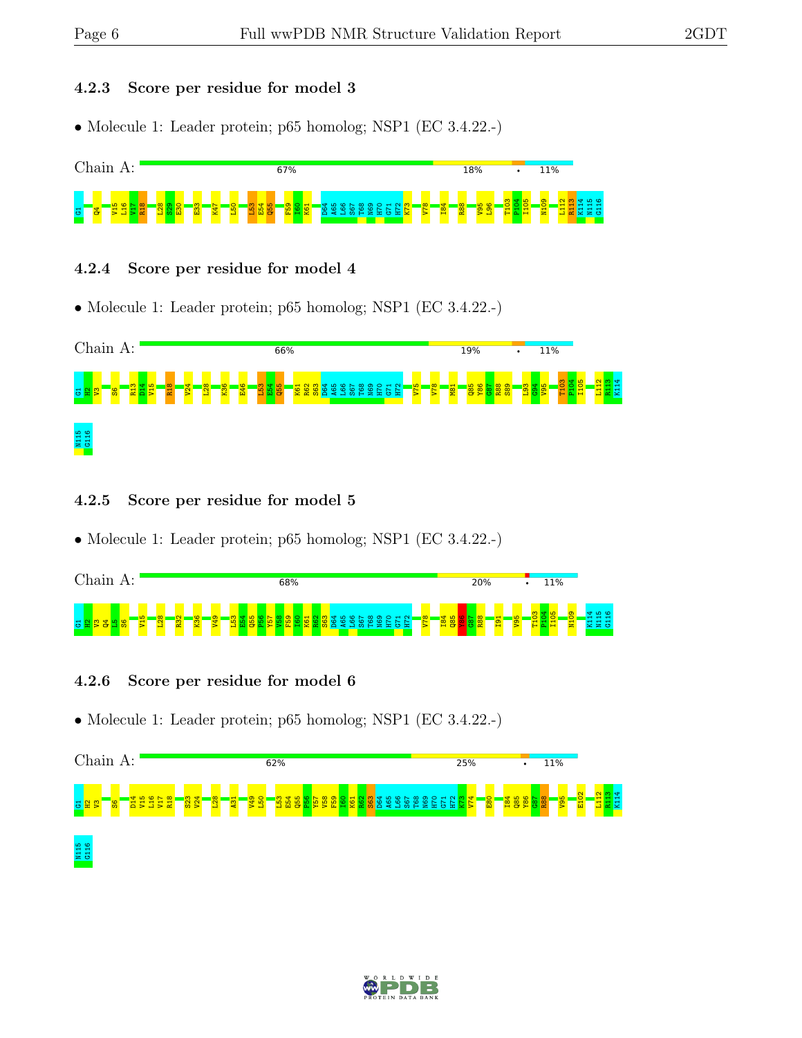### 4.2.3 Score per residue for model 3

- Molecule 1: Leader protein; p65 homolog; NSP1 (EC 3.4.22.-)

Chain A: 67% 18% • 11%

G1 Q4 V15 L16 V17 R18 L28 S29 E30 E33 K47 L50 L53 E54 Q55 F59 I60 K61 D64 A65 L66 S67 T68 N69 H70 G71 H72 K73 V78 I84 R88 V95 L96 T103 P104 I105 N109 L112 R113 K114 N115 G116

### 4.2.4 Score per residue for model 4

- Molecule 1: Leader protein; p65 homolog; NSP1 (EC 3.4.22.-)

Chain A: 66% 19% • 11%

G1 H2 V3 S6 R13 D14 V15 R18 V24 L28 K36 E46 L53 E54 Q55 K61 R62 S63 D64 A65 L66 S67 T68 N69 H70 G71 H72 V75 V78 M81 Q85 Y86 G87 R88 S89 L93 G94 V95 T103 P104 I105 L112 R113 K114 N115 G116

### 4.2.5 Score per residue for model 5

- Molecule 1: Leader protein; p65 homolog; NSP1 (EC 3.4.22.-)

Chain A: 68% 20% • 11%

G1 H2 V3 Q4 L5 S6 V15 L28 R32 K36 V49 L53 E54 Q55 P56 Y57 V58 F59 I60 K61 R62 S63 D64 A65 L66 S67 T68 N69 H70 G71 H72 V78 I84 Q85 Y86 G87 R88 I91 V95 T103 P104 I105 N109 K114 N115 G116

### 4.2.6 Score per residue for model 6

- Molecule 1: Leader protein; p65 homolog; NSP1 (EC 3.4.22.-)

Chain A: 62% 25% • 11%

G1 H2 V3 S6 D14 V15 L16 V17 R18 S23 V24 L28 A31 V49 L50 L53 E54 Q55 P56 Y57 V58 F59 I60 K61 R62 S63 D64 A65 L66 S67 T68 N69 H70 G71 H72 K73 V74 E80 I84 Q85 Y86 G87 R88 V95 E102 L112 R113 K114 N115 G116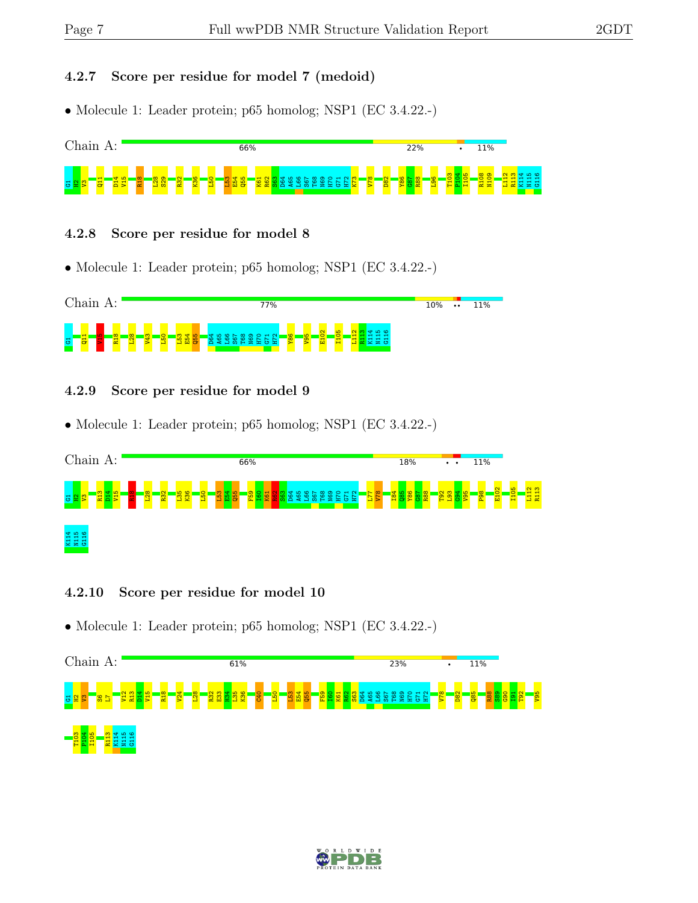### 4.2.7 Score per residue for model 7 (medoid)

- Molecule 1: Leader protein; p65 homolog; NSP1 (EC 3.4.22.-)

Chain A: 66% 22% • 11%

G1 H2 V3 Q11 D14 V15 R18 L28 S29 R32 K36 L50 L53 E54 Q55 K61 R62 S63 D64 A65 L66 S67 T68 N69 H70 G71 H72 K73 V78 D82 Y86 G87 R88 L96 T103 P104 I105 R108 N109 L112 R113 K114 N115 G116

### 4.2.8 Score per residue for model 8

- Molecule 1: Leader protein; p65 homolog; NSP1 (EC 3.4.22.-)

Chain A: 77% 10% •• 11%

G1 Q11 V15 R18 L28 V43 L50 L53 E54 Q55 D64 A65 L66 S67 T68 N69 H70 G71 H72 Y86 V95 E102 I105 L112 R113 K114 N115 G116

### 4.2.9 Score per residue for model 9

- Molecule 1: Leader protein; p65 homolog; NSP1 (EC 3.4.22.-)

Chain A: 66% 18% • • 11%

G1 H2 V3 R13 D14 V15 R18 L28 R32 L35 K36 L50 L53 E54 Q55 F59 I60 K61 R62 S63 D64 A65 L66 S67 T68 N69 H70 G71 H72 L77 V78 I84 Q85 Y86 G87 R88 T92 L93 G94 V95 P98 E102 I105 L112 R113 K114 N115 G116

### 4.2.10 Score per residue for model 10

- Molecule 1: Leader protein; p65 homolog; NSP1 (EC 3.4.22.-)

Chain A: 61% 23% • 11%

G1 H2 V3 S6 L7 V12 R13 D14 V15 R18 V24 L28 R32 E33 H34 L35 K36 C40 L50 L53 E54 Q55 F59 I60 K61 R62 S63 D64 A65 L66 S67 T68 N69 H70 G71 H72 V78 D82 Q85 R88 S89 G90 I91 T92 V95 T103 P104 I105 R113 K114 N115 G116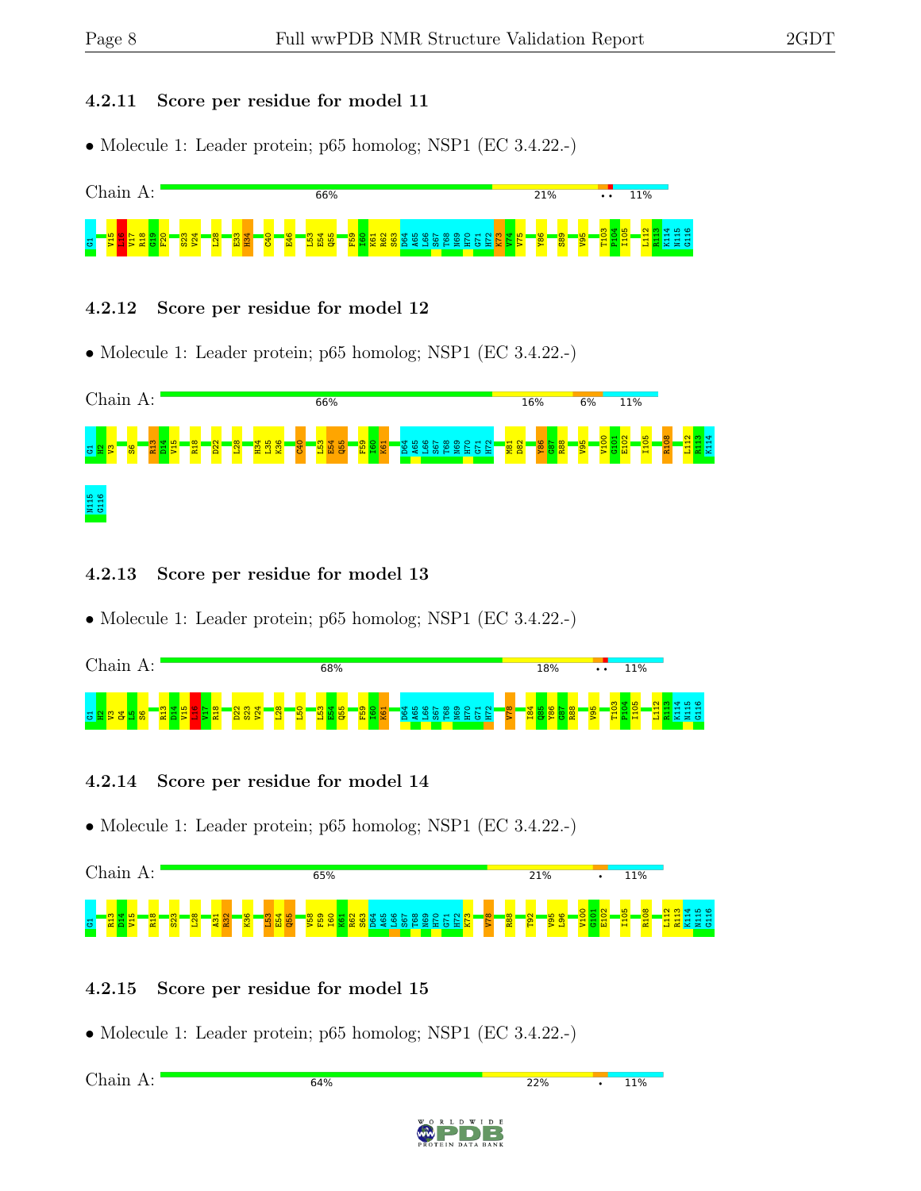### 4.2.11 Score per residue for model 11

- Molecule 1: Leader protein; p65 homolog; NSP1 (EC 3.4.22.-)

Chain A: 66% 21% •• 11%

G1 V15 L16 V17 R18 G19 F20 S23 V24 L28 E33 H34 C40 E46 L53 E54 Q55 F59 I60 K61 R62 S63 D64 A65 L66 S67 T68 N69 H70 G71 H72 K73 V74 V75 Y86 S89 V95 T103 P104 I105 L112 R113 K114 N115 G116

### 4.2.12 Score per residue for model 12

- Molecule 1: Leader protein; p65 homolog; NSP1 (EC 3.4.22.-)

Chain A: 66% 16% 6% 11%

G1 H2 V3 S6 R13 D14 V15 R18 D22 L28 H34 L35 K36 C40 L53 E54 Q55 F59 I60 K61 D64 A65 L66 S67 T68 N69 H70 G71 H72 M81 D82 Y86 G87 R88 V95 V100 G101 E102 I105 R108 L112 R113 K114 N115 G116

### 4.2.13 Score per residue for model 13

- Molecule 1: Leader protein; p65 homolog; NSP1 (EC 3.4.22.-)

Chain A: 68% 18% •• 11%

G1 H2 V3 Q4 L5 S6 R13 D14 V15 L16 V17 R18 D22 S23 V24 L28 L50 L53 E54 Q55 F59 I60 K61 D64 A65 L66 S67 T68 N69 H70 G71 H72 V78 I84 Q85 Y86 G87 R88 V95 T103 P104 I105 L112 R113 K114 N115 G116

### 4.2.14 Score per residue for model 14

- Molecule 1: Leader protein; p65 homolog; NSP1 (EC 3.4.22.-)

Chain A: 65% 21% • 11%

G1 R13 D14 V15 R18 S23 L28 A31 R32 K36 L53 E54 Q55 V58 F59 I60 K61 R62 S63 D64 A65 L66 S67 T68 N69 H70 G71 H72 K73 V78 R88 T92 V95 L96 V100 G101 E102 I105 R108 L112 R113 K114 N115 G116

### 4.2.15 Score per residue for model 15

- Molecule 1: Leader protein; p65 homolog; NSP1 (EC 3.4.22.-)

Chain A: 64% 22% • 11%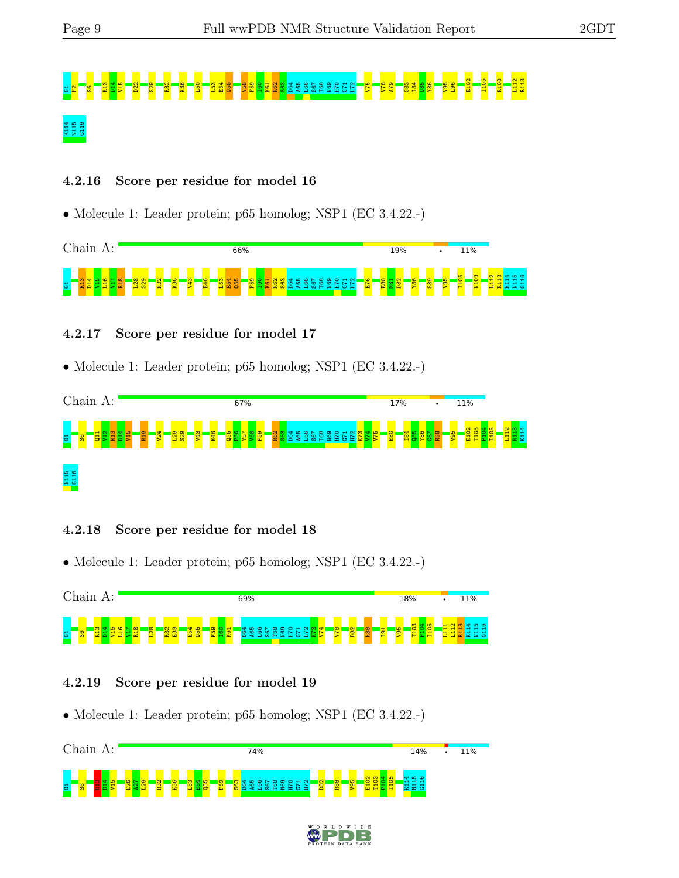G1 H2 S6 R13 D14 V15 D22 S29 R32 K36 L50 L53 E54 Q55 V58 F59 I60 K61 R62 S63 D64 A65 L66 S67 T68 N69 H70 G71 H72 V75 V78 A79 G83 I84 Q85 Y86 V96 L96 E102 I105 R108 L112 R113

K114 N115 G116

### 4.2.16 Score per residue for model 16

- Molecule 1: Leader protein; p65 homolog; NSP1 (EC 3.4.22.-)

Chain A: 66% 19% • 11%

G1 R13 D14 V15 L16 V17 R18 L28 S29 R32 K36 V43 E46 L53 E54 Q55 F59 I60 K61 R62 S63 D64 A65 L66 S67 T68 N69 H70 G71 H72 E76 E80 M81 D82 Y86 S89 V95 I105 N109 L112 R113 K114 N115 G116

### 4.2.17 Score per residue for model 17

- Molecule 1: Leader protein; p65 homolog; NSP1 (EC 3.4.22.-)

Chain A: 67% 17% • 11%

G1 S6 Q11 V12 R13 D14 V15 R18 V24 L28 S29 V43 E46 Q55 P56 Y57 V58 F59 R62 S63 D64 A65 L66 S67 T68 N69 H70 G71 H72 K73 V74 V75 E80 I84 Q85 Y86 G87 R88 V95 E102 T103 P104 I105 L112 R113 K114

N115 G116

### 4.2.18 Score per residue for model 18

- Molecule 1: Leader protein; p65 homolog; NSP1 (EC 3.4.22.-)

Chain A: 69% 18% • 11%

G1 S6 R13 D14 V15 L16 V17 R18 L28 R32 E33 E54 Q55 F59 I60 K61 D64 A65 L66 S67 T68 N69 H70 G71 H72 K73 V74 V78 D82 R88 I91 V95 T103 P104 I105 L111 L112 R113 K114 N115 G116

### 4.2.19 Score per residue for model 19

- Molecule 1: Leader protein; p65 homolog; NSP1 (EC 3.4.22.-)

Chain A: 74% 14% • 11%

G1 S6 R13 D14 V15 E26 A27 L28 R32 K36 L53 E54 Q55 F59 S63 D64 A65 L66 S67 T68 N69 H70 G71 H72 D82 R88 V95 E102 T103 P104 I105 K114 N115 G116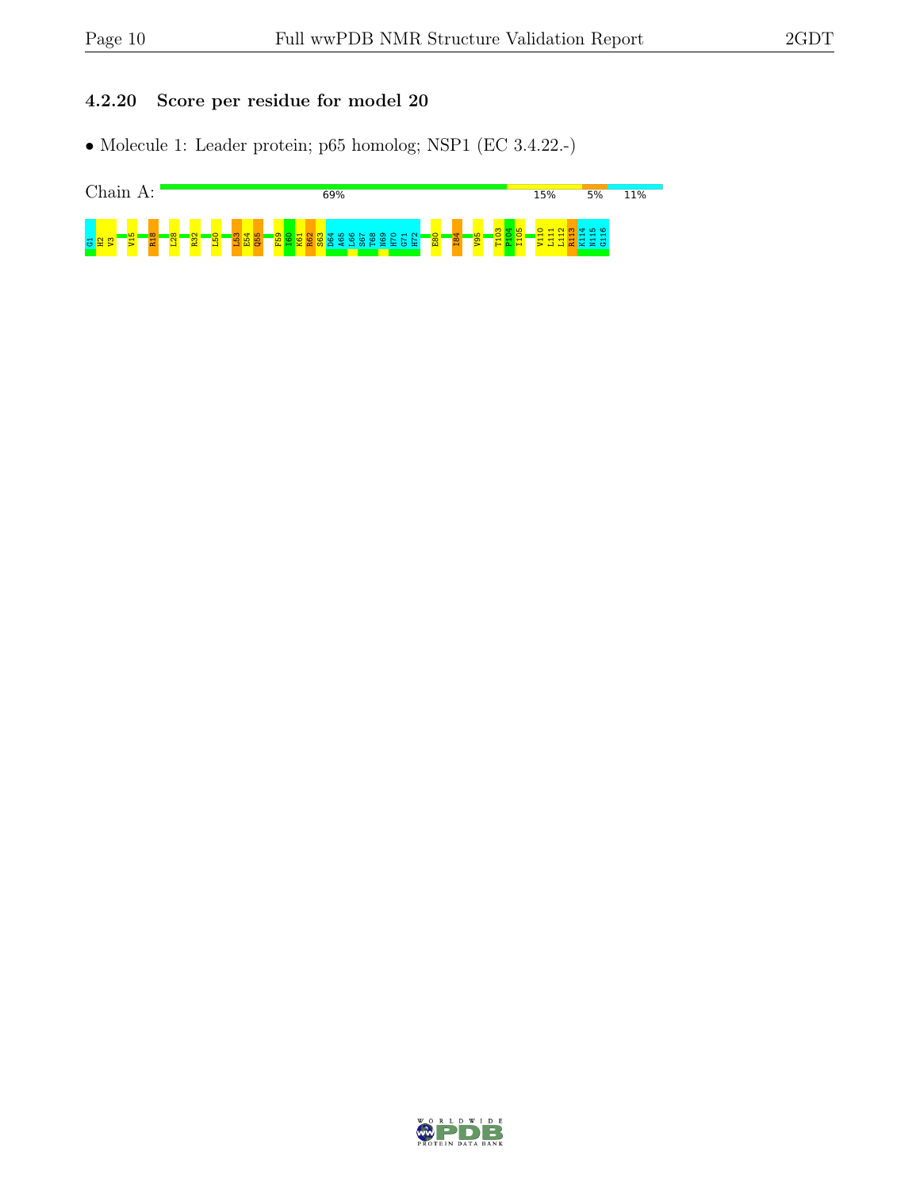### 4.2.20 Score per residue for model 20

- Molecule 1: Leader protein; p65 homolog; NSP1 (EC 3.4.22.-)

Chain A: 69% 15% 5% 11%

G1 H2 V3 V15 R18 L28 R32 L50 L53 E54 Q55 F59 I60 K61 R62 S63 D64 A65 L66 S67 T68 N69 H70 G71 H72 E80 I84 V95 T103 P104 I105 V110 L111 L112 R113 K114 N115 G116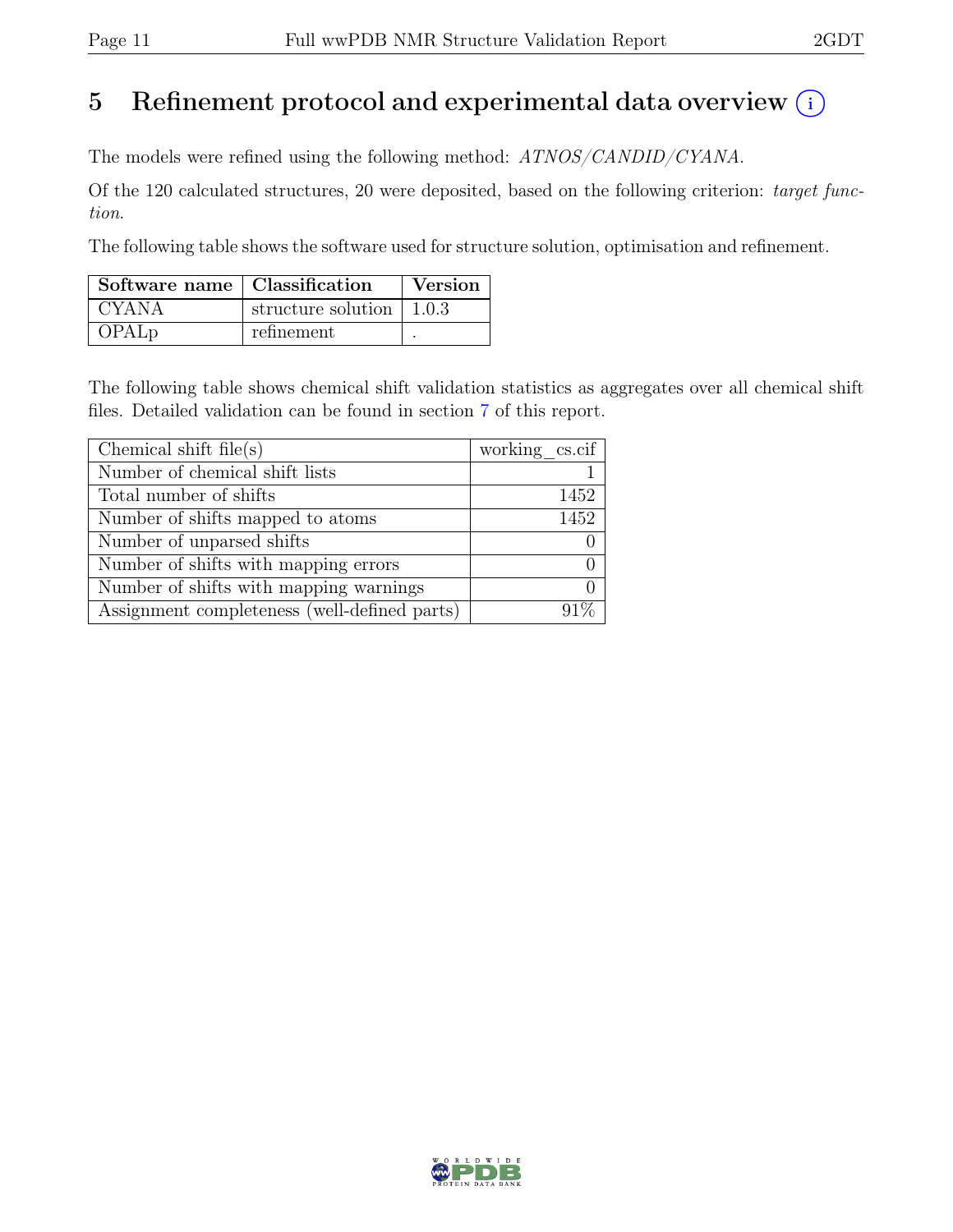# 5 Refinement protocol and experimental data overview (i)

The models were refined using the following method: *ATNOS/CANDID/CYANA*.

Of the 120 calculated structures, 20 were deposited, based on the following criterion: *target function*.

The following table shows the software used for structure solution, optimisation and refinement.

| Software name | Classification | Version |
|---|---|---|
| CYANA | structure solution | 1.0.3 |
| OPALp | refinement | . |

The following table shows chemical shift validation statistics as aggregates over all chemical shift files. Detailed validation can be found in section 7 of this report.

| Chemical shift file(s) | working_cs.cif |
|---|---|
| Number of chemical shift lists | 1 |
| Total number of shifts | 1452 |
| Number of shifts mapped to atoms | 1452 |
| Number of unparsed shifts | 0 |
| Number of shifts with mapping errors | 0 |
| Number of shifts with mapping warnings | 0 |
| Assignment completeness (well-defined parts) | 91% |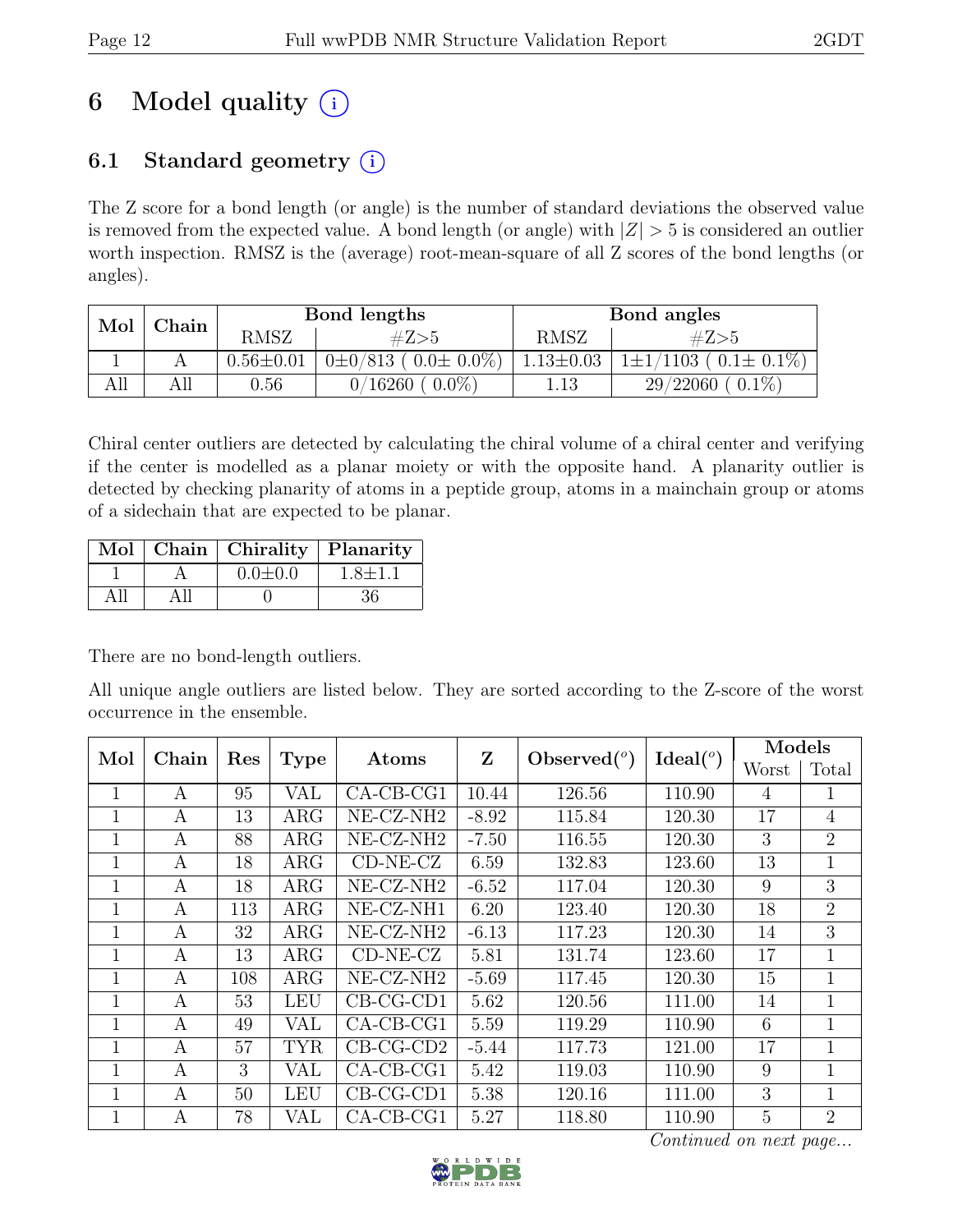# 6 Model quality (i)

## 6.1 Standard geometry (i)

The Z score for a bond length (or angle) is the number of standard deviations the observed value is removed from the expected value. A bond length (or angle) with $|Z| > 5$ is considered an outlier worth inspection. RMSZ is the (average) root-mean-square of all Z scores of the bond lengths (or angles).

| Mol | Chain | Bond lengths | | Bond angles | |
|---|---|---|---|---|---|
| | | RMSZ | #Z>5 | RMSZ | #Z>5 |
| 1 | A | 0.56±0.01 | 0±0/813 ( 0.0± 0.0%) | 1.13±0.03 | 1±1/1103 ( 0.1± 0.1%) |
| All | All | 0.56 | 0/16260 ( 0.0%) | 1.13 | 29/22060 ( 0.1%) |

Chiral center outliers are detected by calculating the chiral volume of a chiral center and verifying if the center is modelled as a planar moiety or with the opposite hand. A planarity outlier is detected by checking planarity of atoms in a peptide group, atoms in a mainchain group or atoms of a sidechain that are expected to be planar.

| Mol | Chain | Chirality | Planarity |
|---|---|---|---|
| 1 | A | 0.0±0.0 | 1.8±1.1 |
| All | All | 0 | 36 |

There are no bond-length outliers.

All unique angle outliers are listed below. They are sorted according to the Z-score of the worst occurrence in the ensemble.

| Mol | Chain | Res | Type | Atoms | Z | Observed(°) | Ideal(°) | Models | |
|---|---|---|---|---|---|---|---|---|---|
| | | | | | | | | Worst | Total |
| 1 | A | 95 | VAL | CA-CB-CG1 | 10.44 | 126.56 | 110.90 | 4 | 1 |
| 1 | A | 13 | ARG | NE-CZ-NH2 | -8.92 | 115.84 | 120.30 | 17 | 4 |
| 1 | A | 88 | ARG | NE-CZ-NH2 | -7.50 | 116.55 | 120.30 | 3 | 2 |
| 1 | A | 18 | ARG | CD-NE-CZ | 6.59 | 132.83 | 123.60 | 13 | 1 |
| 1 | A | 18 | ARG | NE-CZ-NH2 | -6.52 | 117.04 | 120.30 | 9 | 3 |
| 1 | A | 113 | ARG | NE-CZ-NH1 | 6.20 | 123.40 | 120.30 | 18 | 2 |
| 1 | A | 32 | ARG | NE-CZ-NH2 | -6.13 | 117.23 | 120.30 | 14 | 3 |
| 1 | A | 13 | ARG | CD-NE-CZ | 5.81 | 131.74 | 123.60 | 17 | 1 |
| 1 | A | 108 | ARG | NE-CZ-NH2 | -5.69 | 117.45 | 120.30 | 15 | 1 |
| 1 | A | 53 | LEU | CB-CG-CD1 | 5.62 | 120.56 | 111.00 | 14 | 1 |
| 1 | A | 49 | VAL | CA-CB-CG1 | 5.59 | 119.29 | 110.90 | 6 | 1 |
| 1 | A | 57 | TYR | CB-CG-CD2 | -5.44 | 117.73 | 121.00 | 17 | 1 |
| 1 | A | 3 | VAL | CA-CB-CG1 | 5.42 | 119.03 | 110.90 | 9 | 1 |
| 1 | A | 50 | LEU | CB-CG-CD1 | 5.38 | 120.16 | 111.00 | 3 | 1 |
| 1 | A | 78 | VAL | CA-CB-CG1 | 5.27 | 118.80 | 110.90 | 5 | 2 |

*Continued on next page...*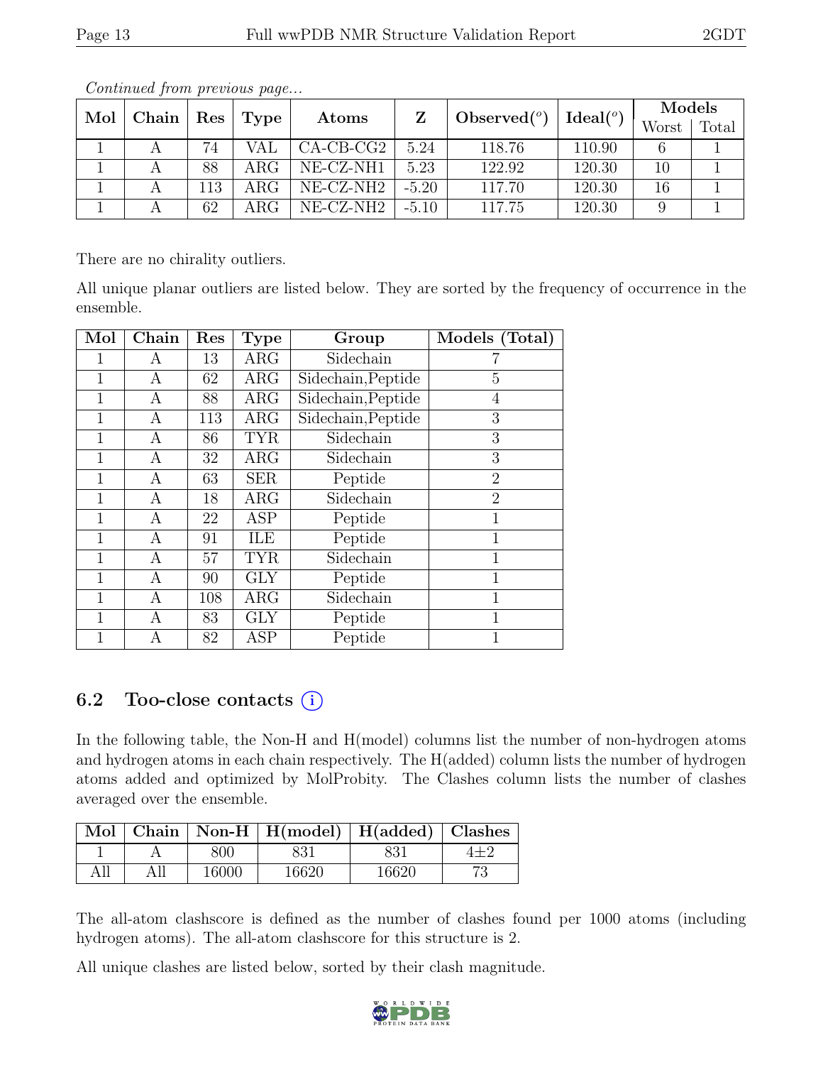*Continued from previous page...*

| Mol | Chain | Res | Type | Atoms | Z | Observed(°) | Ideal(°) | Models | |
|---|---|---|---|---|---|---|---|---|---|
| | | | | | | | | Worst | Total |
| 1 | A | 74 | VAL | CA-CB-CG2 | 5.24 | 118.76 | 110.90 | 6 | 1 |
| 1 | A | 88 | ARG | NE-CZ-NH1 | 5.23 | 122.92 | 120.30 | 10 | 1 |
| 1 | A | 113 | ARG | NE-CZ-NH2 | -5.20 | 117.70 | 120.30 | 16 | 1 |
| 1 | A | 62 | ARG | NE-CZ-NH2 | -5.10 | 117.75 | 120.30 | 9 | 1 |

There are no chirality outliers.

All unique planar outliers are listed below. They are sorted by the frequency of occurrence in the ensemble.

| Mol | Chain | Res | Type | Group | Models (Total) |
|---|---|---|---|---|---|
| 1 | A | 13 | ARG | Sidechain | 7 |
| 1 | A | 62 | ARG | Sidechain,Peptide | 5 |
| 1 | A | 88 | ARG | Sidechain,Peptide | 4 |
| 1 | A | 113 | ARG | Sidechain,Peptide | 3 |
| 1 | A | 86 | TYR | Sidechain | 3 |
| 1 | A | 32 | ARG | Sidechain | 3 |
| 1 | A | 63 | SER | Peptide | 2 |
| 1 | A | 18 | ARG | Sidechain | 2 |
| 1 | A | 22 | ASP | Peptide | 1 |
| 1 | A | 91 | ILE | Peptide | 1 |
| 1 | A | 57 | TYR | Sidechain | 1 |
| 1 | A | 90 | GLY | Peptide | 1 |
| 1 | A | 108 | ARG | Sidechain | 1 |
| 1 | A | 83 | GLY | Peptide | 1 |
| 1 | A | 82 | ASP | Peptide | 1 |

## 6.2 Too-close contacts

In the following table, the Non-H and H(model) columns list the number of non-hydrogen atoms and hydrogen atoms in each chain respectively. The H(added) column lists the number of hydrogen atoms added and optimized by MolProbity. The Clashes column lists the number of clashes averaged over the ensemble.

| Mol | Chain | Non-H | H(model) | H(added) | Clashes |
|---|---|---|---|---|---|
| 1 | A | 800 | 831 | 831 | 4±2 |
| All | All | 16000 | 16620 | 16620 | 73 |

The all-atom clashscore is defined as the number of clashes found per 1000 atoms (including hydrogen atoms). The all-atom clashscore for this structure is 2.

All unique clashes are listed below, sorted by their clash magnitude.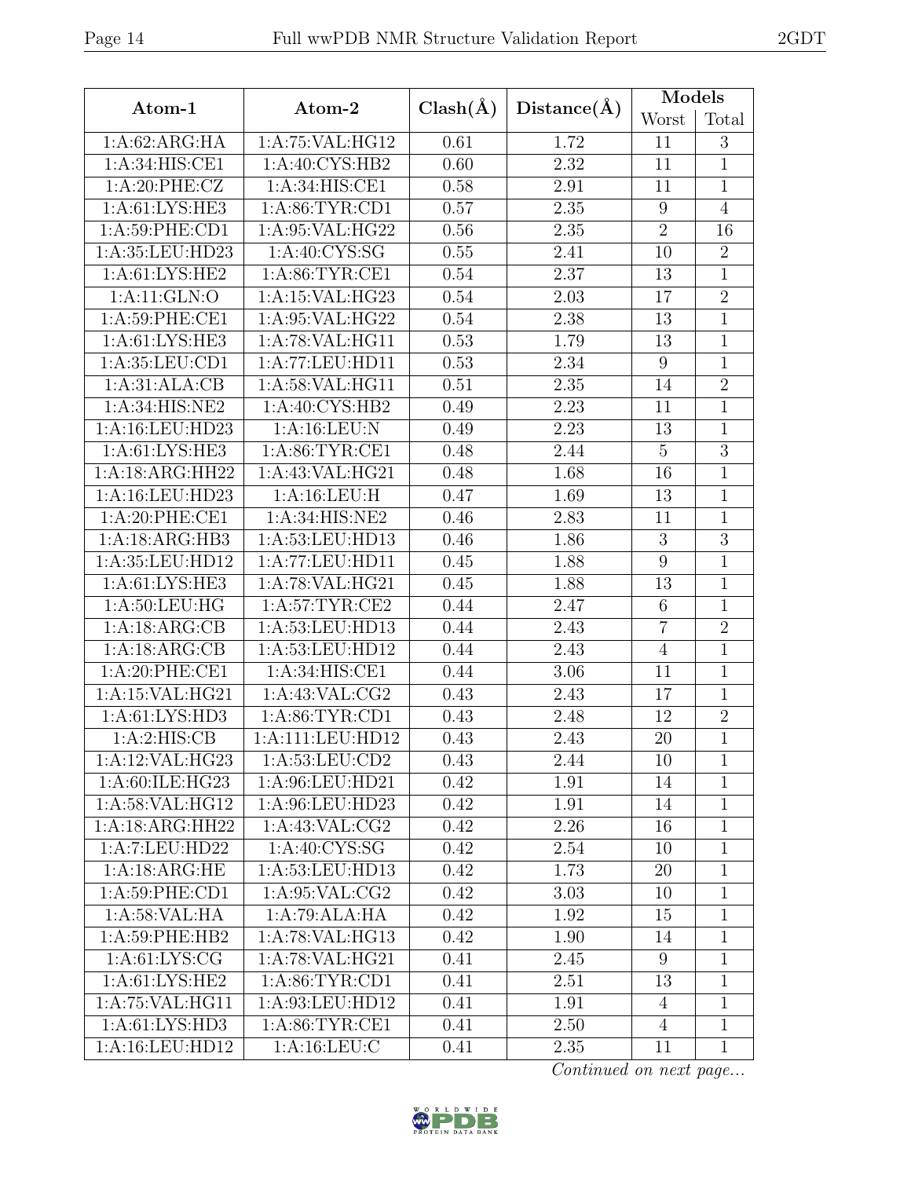| Atom-1 | Atom-2 | Clash(Å) | Distance(Å) | Models | |
|---|---|---|---|---|---|
| | | | | Worst | Total |
| 1:A:62:ARG:HA | 1:A:75:VAL:HG12 | 0.61 | 1.72 | 11 | 3 |
| 1:A:34:HIS:CE1 | 1:A:40:CYS:HB2 | 0.60 | 2.32 | 11 | 1 |
| 1:A:20:PHE:CZ | 1:A:34:HIS:CE1 | 0.58 | 2.91 | 11 | 1 |
| 1:A:61:LYS:HE3 | 1:A:86:TYR:CD1 | 0.57 | 2.35 | 9 | 4 |
| 1:A:59:PHE:CD1 | 1:A:95:VAL:HG22 | 0.56 | 2.35 | 2 | 16 |
| 1:A:35:LEU:HD23 | 1:A:40:CYS:SG | 0.55 | 2.41 | 10 | 2 |
| 1:A:61:LYS:HE2 | 1:A:86:TYR:CE1 | 0.54 | 2.37 | 13 | 1 |
| 1:A:11:GLN:O | 1:A:15:VAL:HG23 | 0.54 | 2.03 | 17 | 2 |
| 1:A:59:PHE:CE1 | 1:A:95:VAL:HG22 | 0.54 | 2.38 | 13 | 1 |
| 1:A:61:LYS:HE3 | 1:A:78:VAL:HG11 | 0.53 | 1.79 | 13 | 1 |
| 1:A:35:LEU:CD1 | 1:A:77:LEU:HD11 | 0.53 | 2.34 | 9 | 1 |
| 1:A:31:ALA:CB | 1:A:58:VAL:HG11 | 0.51 | 2.35 | 14 | 2 |
| 1:A:34:HIS:NE2 | 1:A:40:CYS:HB2 | 0.49 | 2.23 | 11 | 1 |
| 1:A:16:LEU:HD23 | 1:A:16:LEU:N | 0.49 | 2.23 | 13 | 1 |
| 1:A:61:LYS:HE3 | 1:A:86:TYR:CE1 | 0.48 | 2.44 | 5 | 3 |
| 1:A:18:ARG:HH22 | 1:A:43:VAL:HG21 | 0.48 | 1.68 | 16 | 1 |
| 1:A:16:LEU:HD23 | 1:A:16:LEU:H | 0.47 | 1.69 | 13 | 1 |
| 1:A:20:PHE:CE1 | 1:A:34:HIS:NE2 | 0.46 | 2.83 | 11 | 1 |
| 1:A:18:ARG:HB3 | 1:A:53:LEU:HD13 | 0.46 | 1.86 | 3 | 3 |
| 1:A:35:LEU:HD12 | 1:A:77:LEU:HD11 | 0.45 | 1.88 | 9 | 1 |
| 1:A:61:LYS:HE3 | 1:A:78:VAL:HG21 | 0.45 | 1.88 | 13 | 1 |
| 1:A:50:LEU:HG | 1:A:57:TYR:CE2 | 0.44 | 2.47 | 6 | 1 |
| 1:A:18:ARG:CB | 1:A:53:LEU:HD13 | 0.44 | 2.43 | 7 | 2 |
| 1:A:18:ARG:CB | 1:A:53:LEU:HD12 | 0.44 | 2.43 | 4 | 1 |
| 1:A:20:PHE:CE1 | 1:A:34:HIS:CE1 | 0.44 | 3.06 | 11 | 1 |
| 1:A:15:VAL:HG21 | 1:A:43:VAL:CG2 | 0.43 | 2.43 | 17 | 1 |
| 1:A:61:LYS:HD3 | 1:A:86:TYR:CD1 | 0.43 | 2.48 | 12 | 2 |
| 1:A:2:HIS:CB | 1:A:111:LEU:HD12 | 0.43 | 2.43 | 20 | 1 |
| 1:A:12:VAL:HG23 | 1:A:53:LEU:CD2 | 0.43 | 2.44 | 10 | 1 |
| 1:A:60:ILE:HG23 | 1:A:96:LEU:HD21 | 0.42 | 1.91 | 14 | 1 |
| 1:A:58:VAL:HG12 | 1:A:96:LEU:HD23 | 0.42 | 1.91 | 14 | 1 |
| 1:A:18:ARG:HH22 | 1:A:43:VAL:CG2 | 0.42 | 2.26 | 16 | 1 |
| 1:A:7:LEU:HD22 | 1:A:40:CYS:SG | 0.42 | 2.54 | 10 | 1 |
| 1:A:18:ARG:HE | 1:A:53:LEU:HD13 | 0.42 | 1.73 | 20 | 1 |
| 1:A:59:PHE:CD1 | 1:A:95:VAL:CG2 | 0.42 | 3.03 | 10 | 1 |
| 1:A:58:VAL:HA | 1:A:79:ALA:HA | 0.42 | 1.92 | 15 | 1 |
| 1:A:59:PHE:HB2 | 1:A:78:VAL:HG13 | 0.42 | 1.90 | 14 | 1 |
| 1:A:61:LYS:CG | 1:A:78:VAL:HG21 | 0.41 | 2.45 | 9 | 1 |
| 1:A:61:LYS:HE2 | 1:A:86:TYR:CD1 | 0.41 | 2.51 | 13 | 1 |
| 1:A:75:VAL:HG11 | 1:A:93:LEU:HD12 | 0.41 | 1.91 | 4 | 1 |
| 1:A:61:LYS:HD3 | 1:A:86:TYR:CE1 | 0.41 | 2.50 | 4 | 1 |
| 1:A:16:LEU:HD12 | 1:A:16:LEU:C | 0.41 | 2.35 | 11 | 1 |

*Continued on next page...*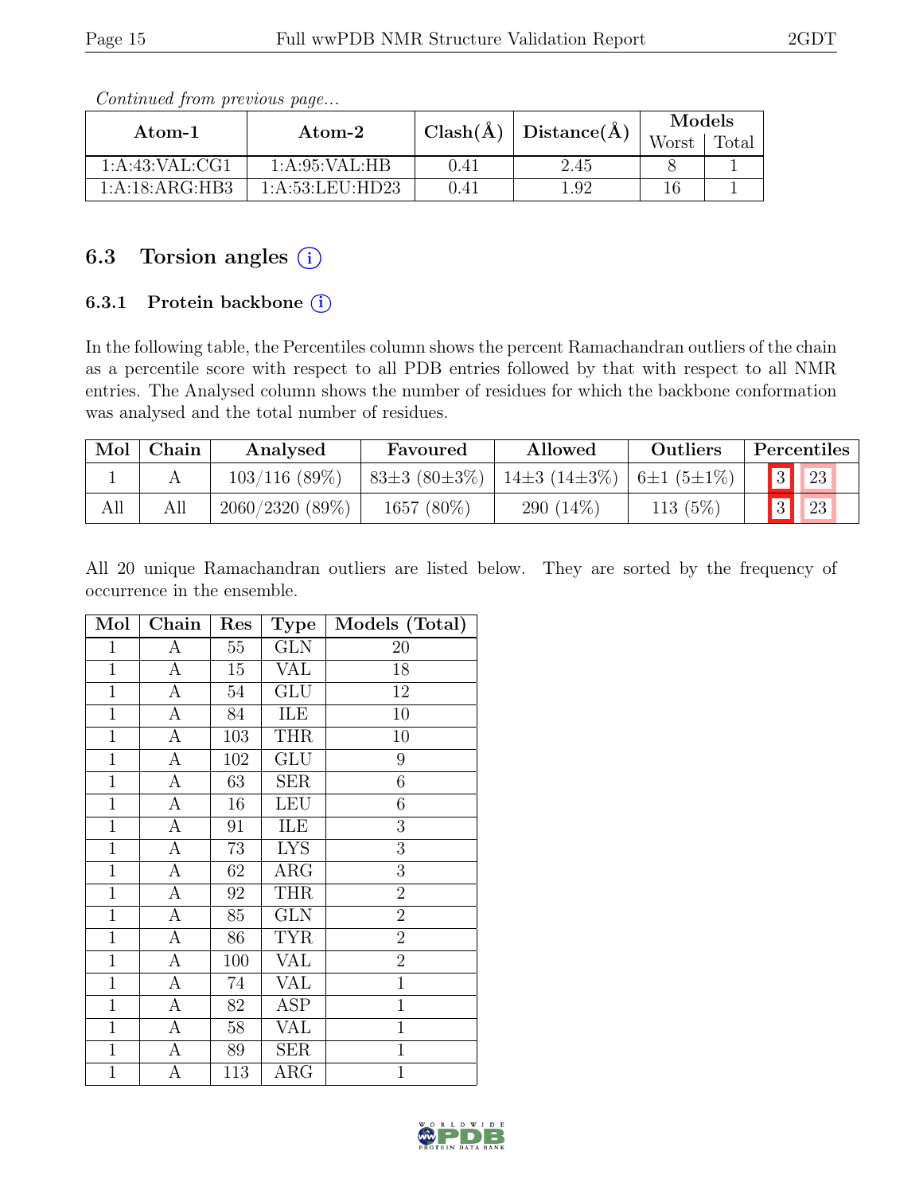*Continued from previous page...*

| Atom-1 | Atom-2 | Clash(Å) | Distance(Å) | Models | |
|---|---|---|---|---|---|
| | | | | Worst | Total |
| 1:A:43:VAL:CG1 | 1:A:95:VAL:HB | 0.41 | 2.45 | 8 | 1 |
| 1:A:18:ARG:HB3 | 1:A:53:LEU:HD23 | 0.41 | 1.92 | 16 | 1 |

## 6.3 Torsion angles (i)

### 6.3.1 Protein backbone (i)

In the following table, the Percentiles column shows the percent Ramachandran outliers of the chain as a percentile score with respect to all PDB entries followed by that with respect to all NMR entries. The Analysed column shows the number of residues for which the backbone conformation was analysed and the total number of residues.

| Mol | Chain | Analysed | Favoured | Allowed | Outliers | Percentiles | |
|---|---|---|---|---|---|---|---|
| 1 | A | 103/116 (89%) | 83±3 (80±3%) | 14±3 (14±3%) | 6±1 (5±1%) | 3 | 23 |
| All | All | 2060/2320 (89%) | 1657 (80%) | 290 (14%) | 113 (5%) | 3 | 23 |

All 20 unique Ramachandran outliers are listed below. They are sorted by the frequency of occurrence in the ensemble.

| Mol | Chain | Res | Type | Models (Total) |
|---|---|---|---|---|
| 1 | A | 55 | GLN | 20 |
| 1 | A | 15 | VAL | 18 |
| 1 | A | 54 | GLU | 12 |
| 1 | A | 84 | ILE | 10 |
| 1 | A | 103 | THR | 10 |
| 1 | A | 102 | GLU | 9 |
| 1 | A | 63 | SER | 6 |
| 1 | A | 16 | LEU | 6 |
| 1 | A | 91 | ILE | 3 |
| 1 | A | 73 | LYS | 3 |
| 1 | A | 62 | ARG | 3 |
| 1 | A | 92 | THR | 2 |
| 1 | A | 85 | GLN | 2 |
| 1 | A | 86 | TYR | 2 |
| 1 | A | 100 | VAL | 2 |
| 1 | A | 74 | VAL | 1 |
| 1 | A | 82 | ASP | 1 |
| 1 | A | 58 | VAL | 1 |
| 1 | A | 89 | SER | 1 |
| 1 | A | 113 | ARG | 1 |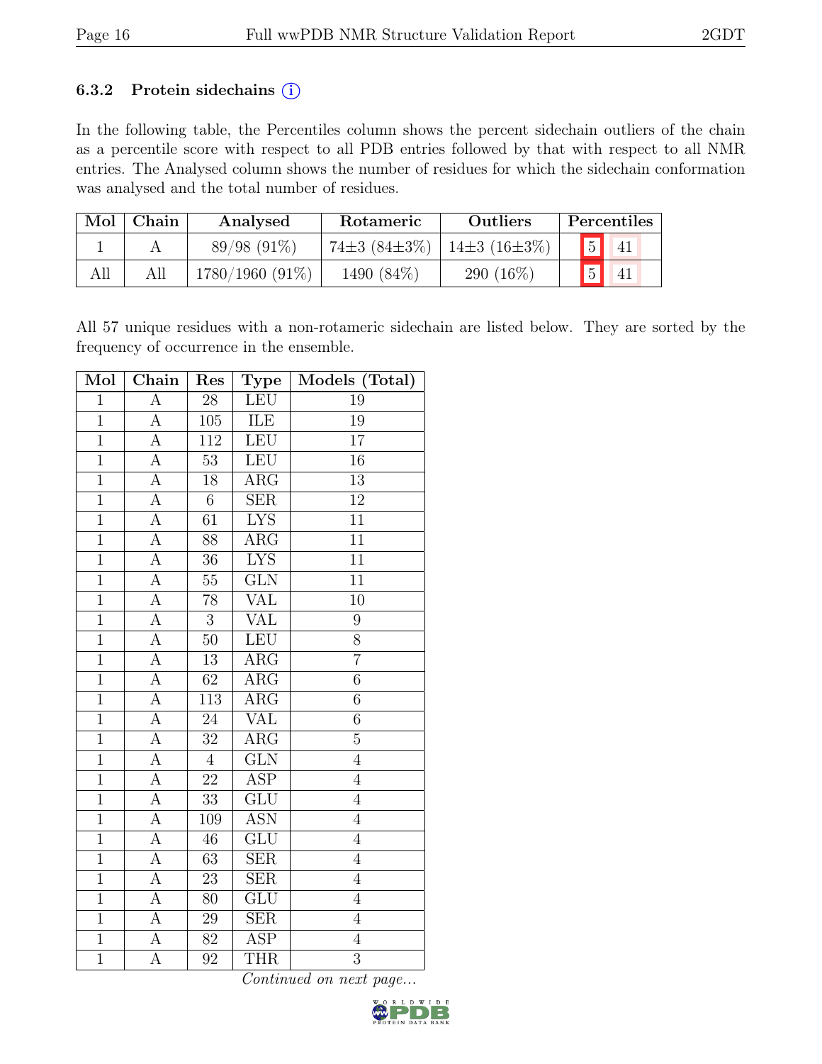### 6.3.2 Protein sidechains (i)

In the following table, the Percentiles column shows the percent sidechain outliers of the chain as a percentile score with respect to all PDB entries followed by that with respect to all NMR entries. The Analysed column shows the number of residues for which the sidechain conformation was analysed and the total number of residues.

| Mol | Chain | Analysed | Rotameric | Outliers | Percentiles | |
|---|---|---|---|---|---|---|
| 1 | A | 89/98 (91%) | 74±3 (84±3%) | 14±3 (16±3%) | 5 | 41 |
| All | All | 1780/1960 (91%) | 1490 (84%) | 290 (16%) | 5 | 41 |

All 57 unique residues with a non-rotameric sidechain are listed below. They are sorted by the frequency of occurrence in the ensemble.

| Mol | Chain | Res | Type | Models (Total) |
|---|---|---|---|---|
| 1 | A | 28 | LEU | 19 |
| 1 | A | 105 | ILE | 19 |
| 1 | A | 112 | LEU | 17 |
| 1 | A | 53 | LEU | 16 |
| 1 | A | 18 | ARG | 13 |
| 1 | A | 6 | SER | 12 |
| 1 | A | 61 | LYS | 11 |
| 1 | A | 88 | ARG | 11 |
| 1 | A | 36 | LYS | 11 |
| 1 | A | 55 | GLN | 11 |
| 1 | A | 78 | VAL | 10 |
| 1 | A | 3 | VAL | 9 |
| 1 | A | 50 | LEU | 8 |
| 1 | A | 13 | ARG | 7 |
| 1 | A | 62 | ARG | 6 |
| 1 | A | 113 | ARG | 6 |
| 1 | A | 24 | VAL | 6 |
| 1 | A | 32 | ARG | 5 |
| 1 | A | 4 | GLN | 4 |
| 1 | A | 22 | ASP | 4 |
| 1 | A | 33 | GLU | 4 |
| 1 | A | 109 | ASN | 4 |
| 1 | A | 46 | GLU | 4 |
| 1 | A | 63 | SER | 4 |
| 1 | A | 23 | SER | 4 |
| 1 | A | 80 | GLU | 4 |
| 1 | A | 29 | SER | 4 |
| 1 | A | 82 | ASP | 4 |
| 1 | A | 92 | THR | 3 |

*Continued on next page...*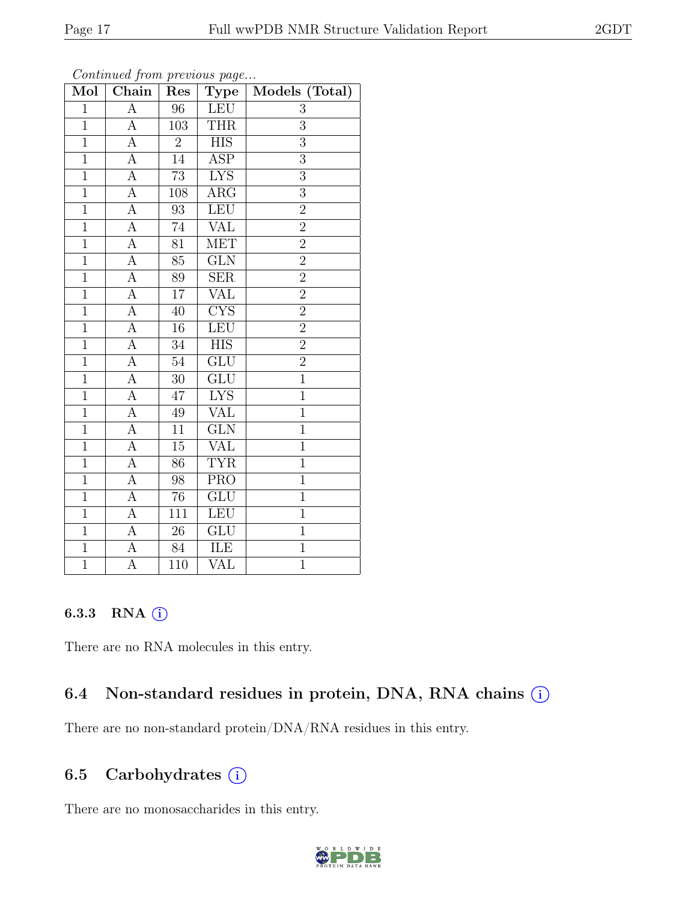*Continued from previous page...*

| Mol | Chain | Res | Type | Models (Total) |
|---|---|---|---|---|
| 1 | A | 96 | LEU | 3 |
| 1 | A | 103 | THR | 3 |
| 1 | A | 2 | HIS | 3 |
| 1 | A | 14 | ASP | 3 |
| 1 | A | 73 | LYS | 3 |
| 1 | A | 108 | ARG | 3 |
| 1 | A | 93 | LEU | 2 |
| 1 | A | 74 | VAL | 2 |
| 1 | A | 81 | MET | 2 |
| 1 | A | 85 | GLN | 2 |
| 1 | A | 89 | SER | 2 |
| 1 | A | 17 | VAL | 2 |
| 1 | A | 40 | CYS | 2 |
| 1 | A | 16 | LEU | 2 |
| 1 | A | 34 | HIS | 2 |
| 1 | A | 54 | GLU | 2 |
| 1 | A | 30 | GLU | 1 |
| 1 | A | 47 | LYS | 1 |
| 1 | A | 49 | VAL | 1 |
| 1 | A | 11 | GLN | 1 |
| 1 | A | 15 | VAL | 1 |
| 1 | A | 86 | TYR | 1 |
| 1 | A | 98 | PRO | 1 |
| 1 | A | 76 | GLU | 1 |
| 1 | A | 111 | LEU | 1 |
| 1 | A | 26 | GLU | 1 |
| 1 | A | 84 | ILE | 1 |
| 1 | A | 110 | VAL | 1 |

### 6.3.3 RNA (i)

There are no RNA molecules in this entry.

## 6.4 Non-standard residues in protein, DNA, RNA chains (i)

There are no non-standard protein/DNA/RNA residues in this entry.

## 6.5 Carbohydrates (i)

There are no monosaccharides in this entry.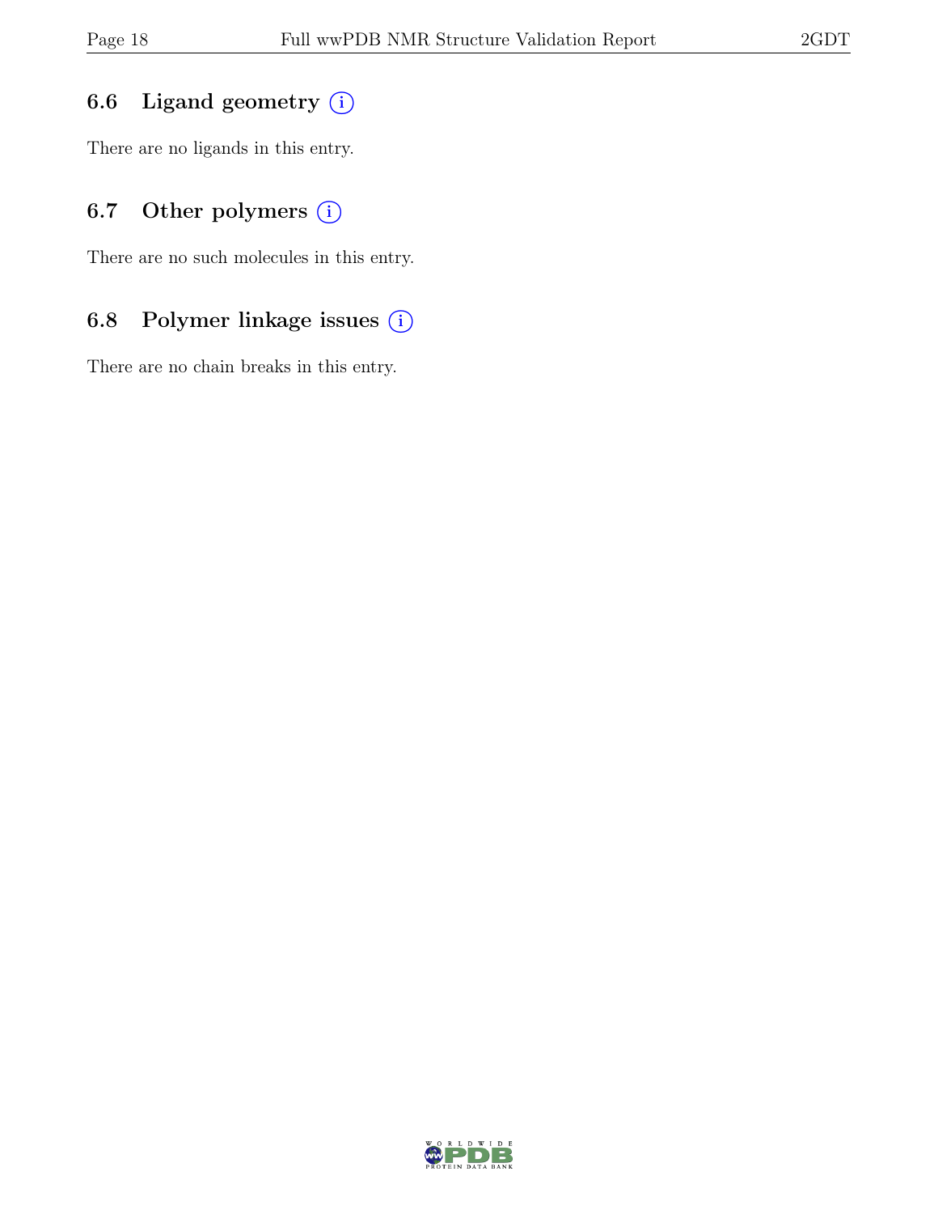### 6.6 Ligand geometry

There are no ligands in this entry.

### 6.7 Other polymers

There are no such molecules in this entry.

### 6.8 Polymer linkage issues

There are no chain breaks in this entry.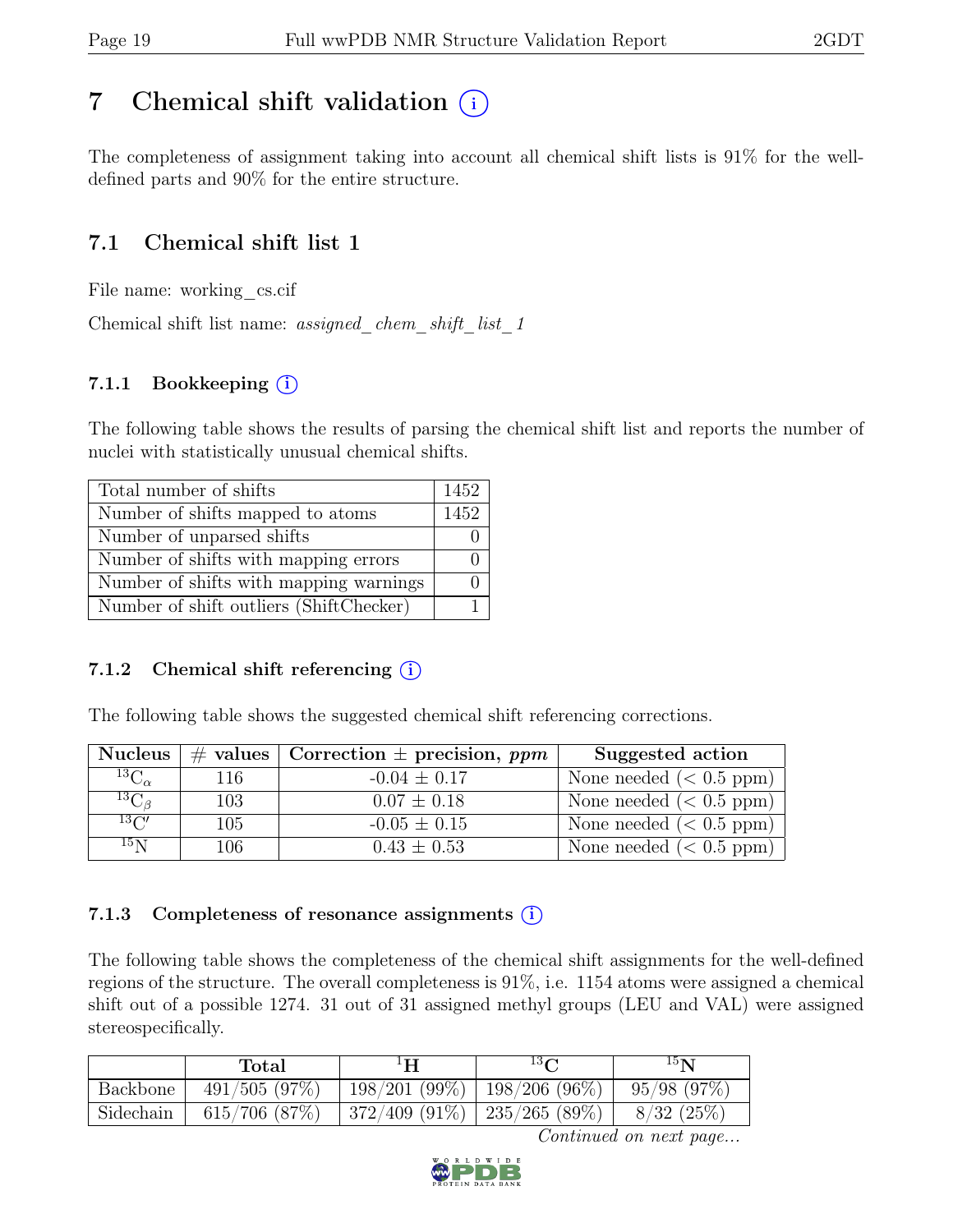# 7 Chemical shift validation

The completeness of assignment taking into account all chemical shift lists is 91% for the well-defined parts and 90% for the entire structure.

## 7.1 Chemical shift list 1

File name: working_cs.cif

Chemical shift list name: *assigned_chem_shift_list_1*

### 7.1.1 Bookkeeping

The following table shows the results of parsing the chemical shift list and reports the number of nuclei with statistically unusual chemical shifts.

| | |
|---|---|
| Total number of shifts | 1452 |
| Number of shifts mapped to atoms | 1452 |
| Number of unparsed shifts | 0 |
| Number of shifts with mapping errors | 0 |
| Number of shifts with mapping warnings | 0 |
| Number of shift outliers (ShiftChecker) | 1 |

### 7.1.2 Chemical shift referencing

The following table shows the suggested chemical shift referencing corrections.

| Nucleus | # values | Correction ± precision, *ppm* | Suggested action |
|---|---|---|---|
| $^{13}C_{\alpha}$ | 116 | -0.04 ± 0.17 | None needed (< 0.5 ppm) |
| $^{13}C_{\beta}$ | 103 | 0.07 ± 0.18 | None needed (< 0.5 ppm) |
| $^{13}C'$ | 105 | -0.05 ± 0.15 | None needed (< 0.5 ppm) |
| $^{15}N$ | 106 | 0.43 ± 0.53 | None needed (< 0.5 ppm) |

### 7.1.3 Completeness of resonance assignments

The following table shows the completeness of the chemical shift assignments for the well-defined regions of the structure. The overall completeness is 91%, i.e. 1154 atoms were assigned a chemical shift out of a possible 1274. 31 out of 31 assigned methyl groups (LEU and VAL) were assigned stereospecifically.

| | Total | $^{1}H$ | $^{13}C$ | $^{15}N$ |
|---|---|---|---|---|
| Backbone | 491/505 (97%) | 198/201 (99%) | 198/206 (96%) | 95/98 (97%) |
| Sidechain | 615/706 (87%) | 372/409 (91%) | 235/265 (89%) | 8/32 (25%) |

*Continued on next page...*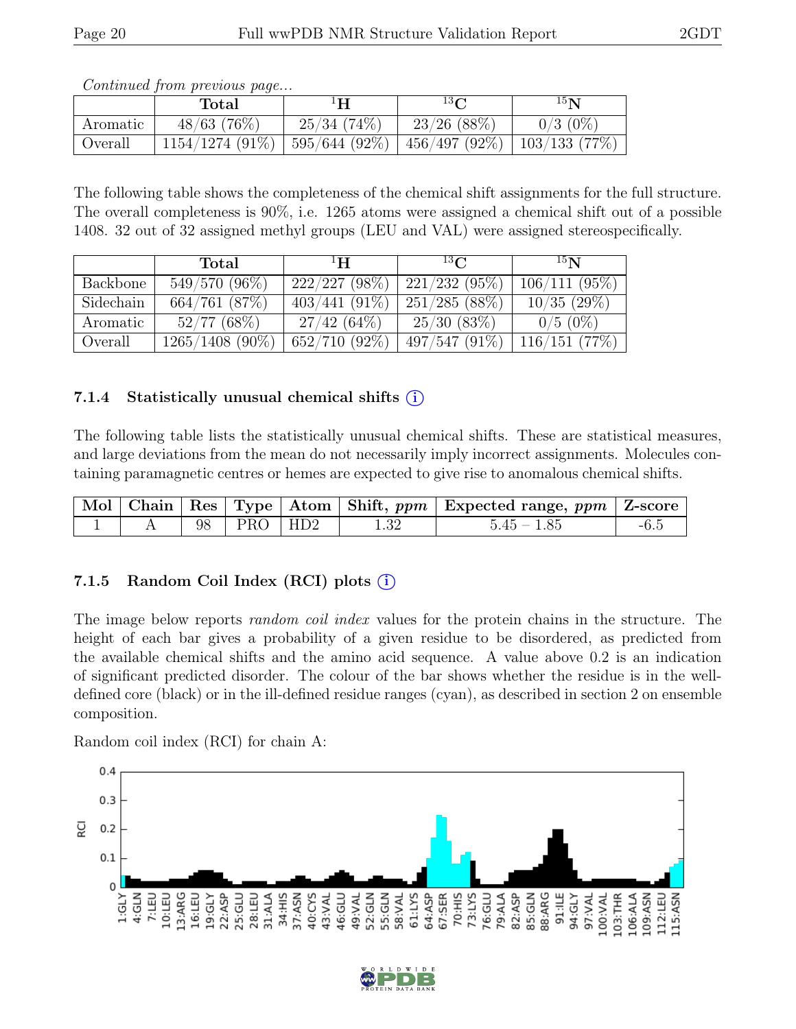*Continued from previous page...*

| | Total | $^{1}H$ | $^{13}C$ | $^{15}N$ |
|---|---|---|---|---|
| Aromatic | 48/63 (76%) | 25/34 (74%) | 23/26 (88%) | 0/3 (0%) |
| Overall | 1154/1274 (91%) | 595/644 (92%) | 456/497 (92%) | 103/133 (77%) |

The following table shows the completeness of the chemical shift assignments for the full structure. The overall completeness is 90%, i.e. 1265 atoms were assigned a chemical shift out of a possible 1408. 32 out of 32 assigned methyl groups (LEU and VAL) were assigned stereospecifically.

| | Total | $^{1}H$ | $^{13}C$ | $^{15}N$ |
|---|---|---|---|---|
| Backbone | 549/570 (96%) | 222/227 (98%) | 221/232 (95%) | 106/111 (95%) |
| Sidechain | 664/761 (87%) | 403/441 (91%) | 251/285 (88%) | 10/35 (29%) |
| Aromatic | 52/77 (68%) | 27/42 (64%) | 25/30 (83%) | 0/5 (0%) |
| Overall | 1265/1408 (90%) | 652/710 (92%) | 497/547 (91%) | 116/151 (77%) |

### 7.1.4 Statistically unusual chemical shifts (i)

The following table lists the statistically unusual chemical shifts. These are statistical measures, and large deviations from the mean do not necessarily imply incorrect assignments. Molecules containing paramagnetic centres or hemes are expected to give rise to anomalous chemical shifts.

| Mol | Chain | Res | Type | Atom | Shift, *ppm* | Expected range, *ppm* | Z-score |
|---|---|---|---|---|---|---|---|
| 1 | A | 98 | PRO | HD2 | 1.32 | 5.45 – 1.85 | -6.5 |

### 7.1.5 Random Coil Index (RCI) plots (i)

The image below reports *random coil index* values for the protein chains in the structure. The height of each bar gives a probability of a given residue to be disordered, as predicted from the available chemical shifts and the amino acid sequence. A value above 0.2 is an indication of significant predicted disorder. The colour of the bar shows whether the residue is in the well-defined core (black) or in the ill-defined residue ranges (cyan), as described in section 2 on ensemble composition.

Random coil index (RCI) for chain A:

RCI
0.4
0.3
0.2
0.1
0
1:GLY 4:GLN 7:LEU 10:LEU 13:ARG 16:LEU 19:GLY 22:ASP 25:GLU 28:LEU 31:ALA 34:HIS 37:ASN 40:CYS 43:VAL 46:GLU 49:VAL 52:GLN 55:GLN 58:VAL 61:LYS 64:ASP 67:SER 70:HIS 73:LYS 76:GLU 79:ALA 82:ASP 85:GLN 88:ARG 91:ILE 94:GLY 97:VAL 100:VAL 103:THR 106:ALA 109:ASN 112:LEU 115:ASN